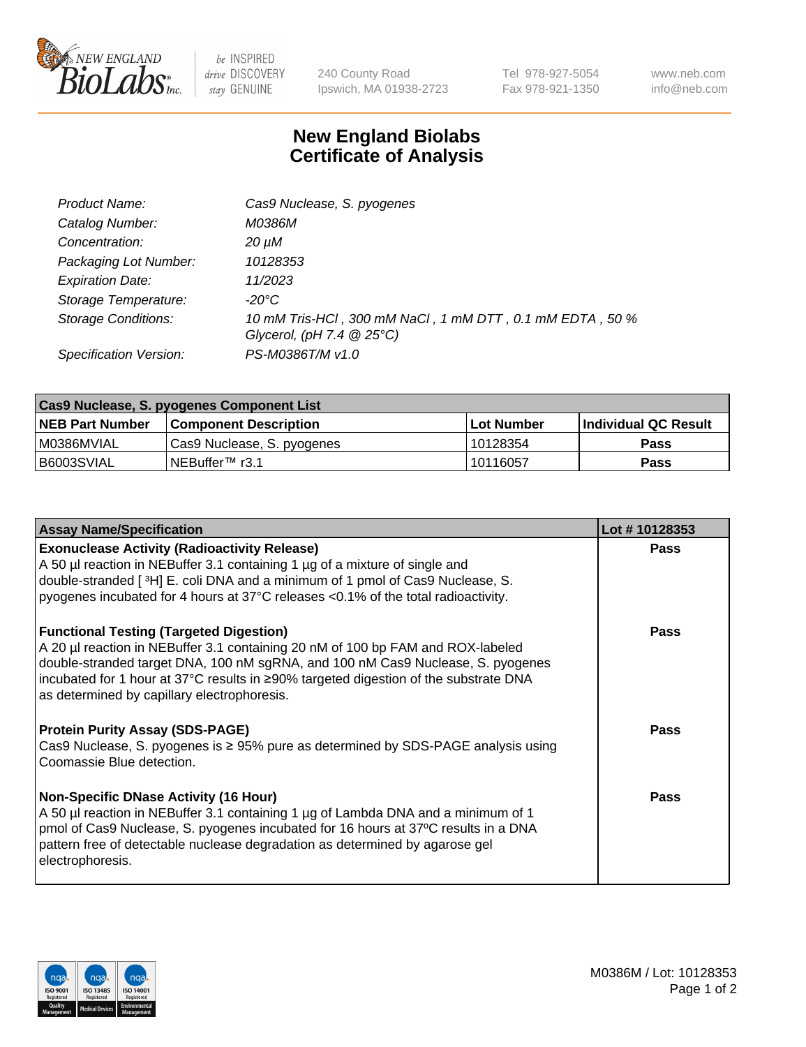New England Biolabs Inc. — be INSPIRED drive DISCOVERY stay GENUINE

240 County Road
Ipswich, MA 01938-2723

Tel 978-927-5054
Fax 978-921-1350

www.neb.com
info@neb.com

# New England Biolabs Certificate of Analysis

| | |
|---|---|
| *Product Name:* | *Cas9 Nuclease, S. pyogenes* |
| *Catalog Number:* | *M0386M* |
| *Concentration:* | *20 µM* |
| *Packaging Lot Number:* | *10128353* |
| *Expiration Date:* | *11/2023* |
| *Storage Temperature:* | *-20°C* |
| *Storage Conditions:* | *10 mM Tris-HCl , 300 mM NaCl , 1 mM DTT , 0.1 mM EDTA , 50 % Glycerol, (pH 7.4 @ 25°C)* |
| *Specification Version:* | *PS-M0386T/M v1.0* |

**Cas9 Nuclease, S. pyogenes Component List**

| NEB Part Number | Component Description | Lot Number | Individual QC Result |
|---|---|---|---|
| M0386MVIAL | Cas9 Nuclease, S. pyogenes | 10128354 | Pass |
| B6003SVIAL | NEBuffer™ r3.1 | 10116057 | Pass |

| Assay Name/Specification | Lot # 10128353 |
|---|---|
| **Exonuclease Activity (Radioactivity Release)**<br>A 50 µl reaction in NEBuffer 3.1 containing 1 µg of a mixture of single and double-stranded [ ³H] E. coli DNA and a minimum of 1 pmol of Cas9 Nuclease, S. pyogenes incubated for 4 hours at 37°C releases <0.1% of the total radioactivity. | Pass |
| **Functional Testing (Targeted Digestion)**<br>A 20 µl reaction in NEBuffer 3.1 containing 20 nM of 100 bp FAM and ROX-labeled double-stranded target DNA, 100 nM sgRNA, and 100 nM Cas9 Nuclease, S. pyogenes incubated for 1 hour at 37°C results in ≥90% targeted digestion of the substrate DNA as determined by capillary electrophoresis. | Pass |
| **Protein Purity Assay (SDS-PAGE)**<br>Cas9 Nuclease, S. pyogenes is ≥ 95% pure as determined by SDS-PAGE analysis using Coomassie Blue detection. | Pass |
| **Non-Specific DNase Activity (16 Hour)**<br>A 50 µl reaction in NEBuffer 3.1 containing 1 µg of Lambda DNA and a minimum of 1 pmol of Cas9 Nuclease, S. pyogenes incubated for 16 hours at 37ºC results in a DNA pattern free of detectable nuclease degradation as determined by agarose gel electrophoresis. | Pass |

M0386M / Lot: 10128353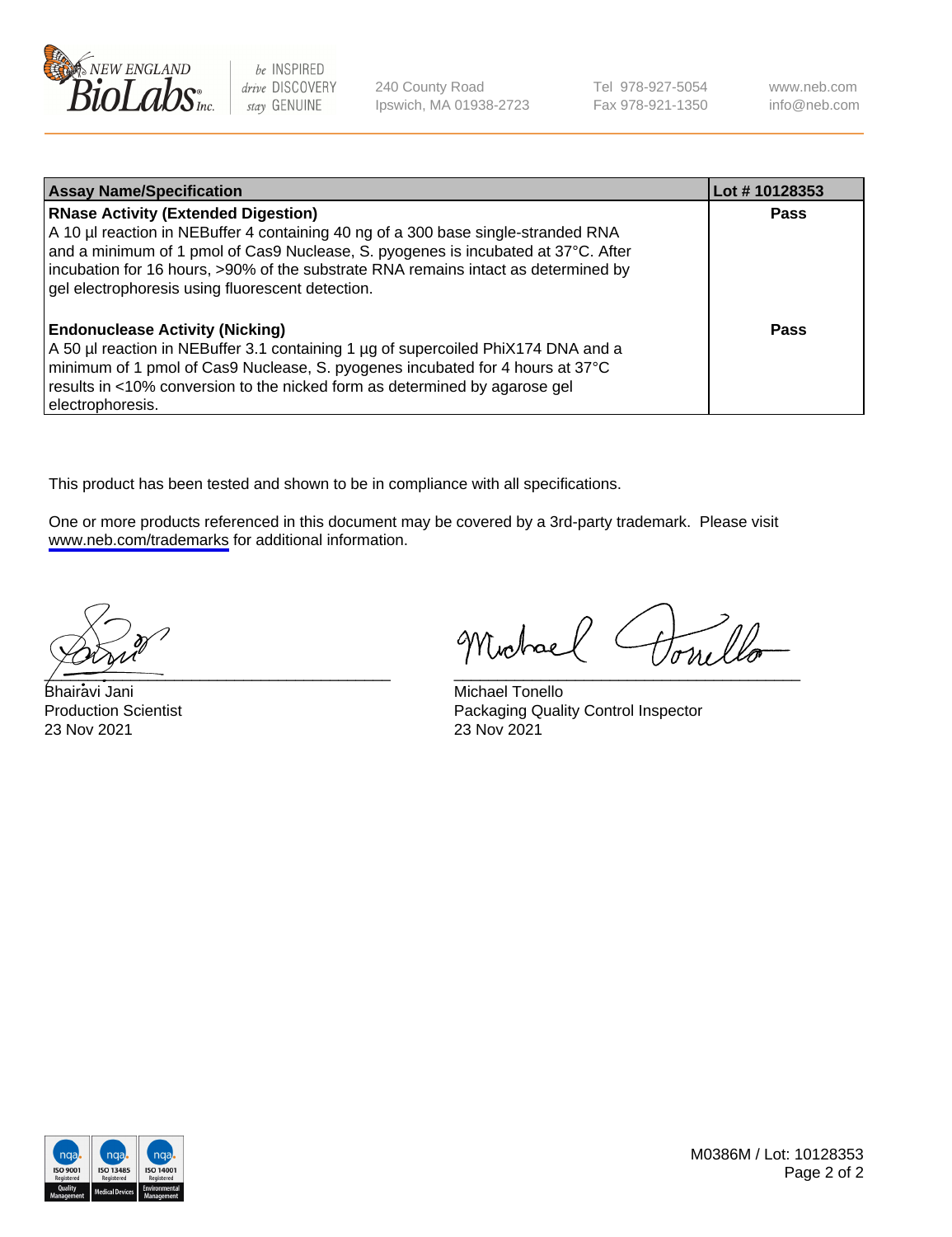| Assay Name/Specification | Lot # 10128353 |
|---|---|
| **RNase Activity (Extended Digestion)**<br>A 10 µl reaction in NEBuffer 4 containing 40 ng of a 300 base single-stranded RNA and a minimum of 1 pmol of Cas9 Nuclease, S. pyogenes is incubated at 37°C. After incubation for 16 hours, >90% of the substrate RNA remains intact as determined by gel electrophoresis using fluorescent detection. | **Pass** |
| **Endonuclease Activity (Nicking)**<br>A 50 µl reaction in NEBuffer 3.1 containing 1 µg of supercoiled PhiX174 DNA and a minimum of 1 pmol of Cas9 Nuclease, S. pyogenes incubated for 4 hours at 37°C results in <10% conversion to the nicked form as determined by agarose gel electrophoresis. | **Pass** |

This product has been tested and shown to be in compliance with all specifications.

One or more products referenced in this document may be covered by a 3rd-party trademark. Please visit www.neb.com/trademarks for additional information.

Bhairavi Jani
Production Scientist
23 Nov 2021

Michael Tonello
Packaging Quality Control Inspector
23 Nov 2021

M0386M / Lot: 10128353